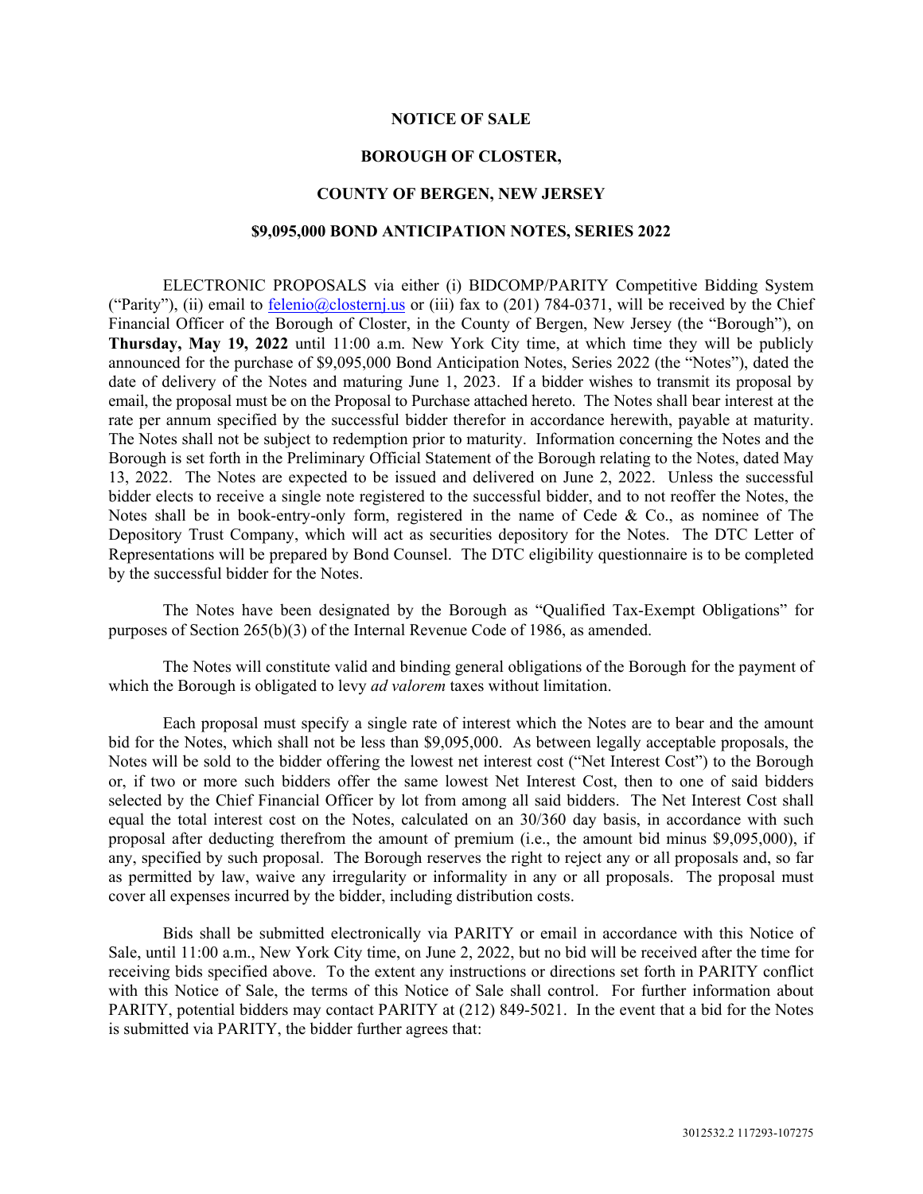**NOTICE OF SALE**

**BOROUGH OF CLOSTER,**

**COUNTY OF BERGEN, NEW JERSEY**

**$9,095,000 BOND ANTICIPATION NOTES, SERIES 2022**

ELECTRONIC PROPOSALS via either (i) BIDCOMP/PARITY Competitive Bidding System ("Parity"), (ii) email to felenio@closternj.us or (iii) fax to (201) 784-0371, will be received by the Chief Financial Officer of the Borough of Closter, in the County of Bergen, New Jersey (the "Borough"), on **Thursday, May 19, 2022** until 11:00 a.m. New York City time, at which time they will be publicly announced for the purchase of $9,095,000 Bond Anticipation Notes, Series 2022 (the "Notes"), dated the date of delivery of the Notes and maturing June 1, 2023. If a bidder wishes to transmit its proposal by email, the proposal must be on the Proposal to Purchase attached hereto. The Notes shall bear interest at the rate per annum specified by the successful bidder therefor in accordance herewith, payable at maturity. The Notes shall not be subject to redemption prior to maturity. Information concerning the Notes and the Borough is set forth in the Preliminary Official Statement of the Borough relating to the Notes, dated May 13, 2022. The Notes are expected to be issued and delivered on June 2, 2022. Unless the successful bidder elects to receive a single note registered to the successful bidder, and to not reoffer the Notes, the Notes shall be in book-entry-only form, registered in the name of Cede & Co., as nominee of The Depository Trust Company, which will act as securities depository for the Notes. The DTC Letter of Representations will be prepared by Bond Counsel. The DTC eligibility questionnaire is to be completed by the successful bidder for the Notes.

The Notes have been designated by the Borough as "Qualified Tax-Exempt Obligations" for purposes of Section 265(b)(3) of the Internal Revenue Code of 1986, as amended.

The Notes will constitute valid and binding general obligations of the Borough for the payment of which the Borough is obligated to levy *ad valorem* taxes without limitation.

Each proposal must specify a single rate of interest which the Notes are to bear and the amount bid for the Notes, which shall not be less than $9,095,000. As between legally acceptable proposals, the Notes will be sold to the bidder offering the lowest net interest cost ("Net Interest Cost") to the Borough or, if two or more such bidders offer the same lowest Net Interest Cost, then to one of said bidders selected by the Chief Financial Officer by lot from among all said bidders. The Net Interest Cost shall equal the total interest cost on the Notes, calculated on an 30/360 day basis, in accordance with such proposal after deducting therefrom the amount of premium (i.e., the amount bid minus $9,095,000), if any, specified by such proposal. The Borough reserves the right to reject any or all proposals and, so far as permitted by law, waive any irregularity or informality in any or all proposals. The proposal must cover all expenses incurred by the bidder, including distribution costs.

Bids shall be submitted electronically via PARITY or email in accordance with this Notice of Sale, until 11:00 a.m., New York City time, on June 2, 2022, but no bid will be received after the time for receiving bids specified above. To the extent any instructions or directions set forth in PARITY conflict with this Notice of Sale, the terms of this Notice of Sale shall control. For further information about PARITY, potential bidders may contact PARITY at (212) 849-5021. In the event that a bid for the Notes is submitted via PARITY, the bidder further agrees that: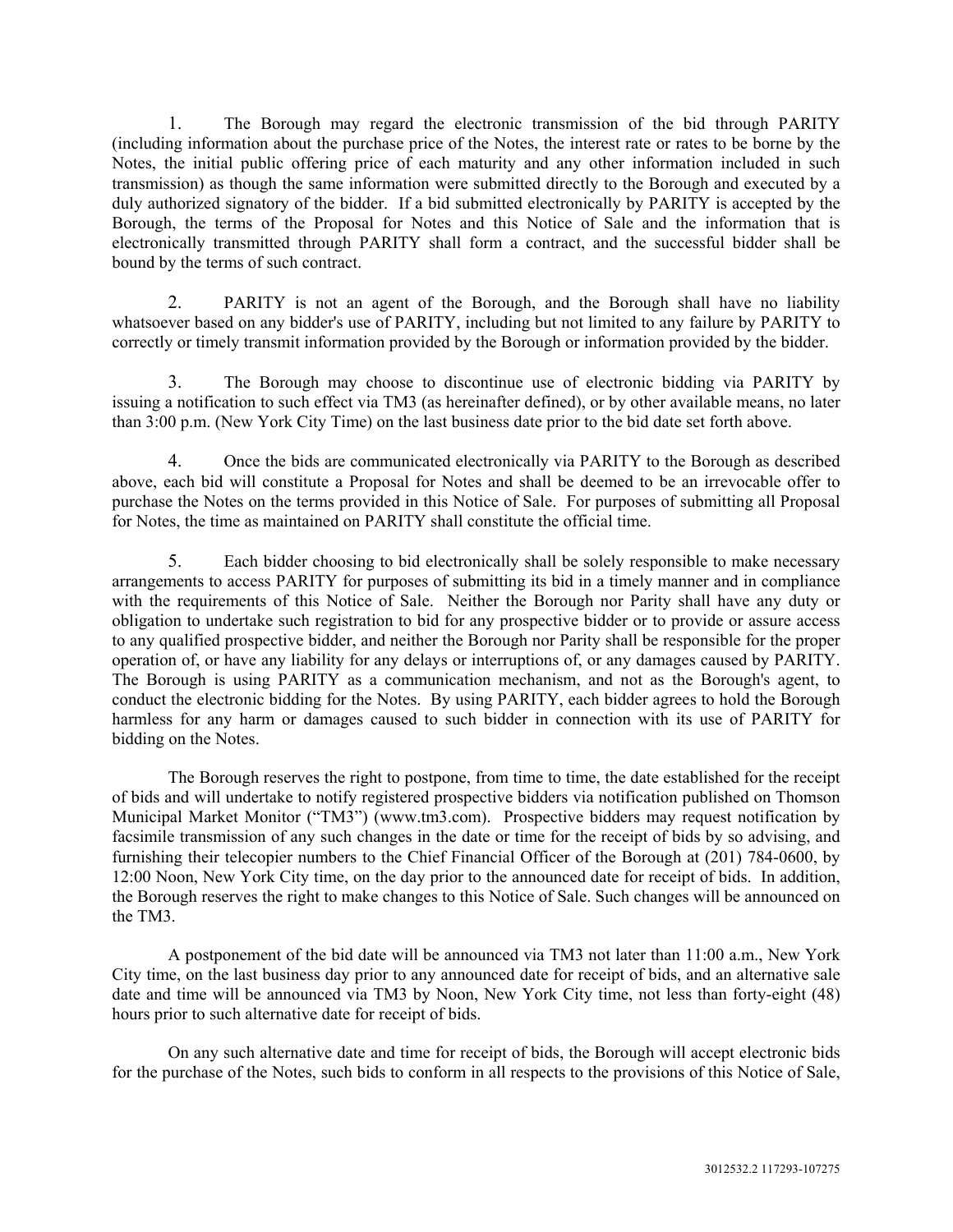1. The Borough may regard the electronic transmission of the bid through PARITY (including information about the purchase price of the Notes, the interest rate or rates to be borne by the Notes, the initial public offering price of each maturity and any other information included in such transmission) as though the same information were submitted directly to the Borough and executed by a duly authorized signatory of the bidder. If a bid submitted electronically by PARITY is accepted by the Borough, the terms of the Proposal for Notes and this Notice of Sale and the information that is electronically transmitted through PARITY shall form a contract, and the successful bidder shall be bound by the terms of such contract.

2. PARITY is not an agent of the Borough, and the Borough shall have no liability whatsoever based on any bidder's use of PARITY, including but not limited to any failure by PARITY to correctly or timely transmit information provided by the Borough or information provided by the bidder.

3. The Borough may choose to discontinue use of electronic bidding via PARITY by issuing a notification to such effect via TM3 (as hereinafter defined), or by other available means, no later than 3:00 p.m. (New York City Time) on the last business date prior to the bid date set forth above.

4. Once the bids are communicated electronically via PARITY to the Borough as described above, each bid will constitute a Proposal for Notes and shall be deemed to be an irrevocable offer to purchase the Notes on the terms provided in this Notice of Sale. For purposes of submitting all Proposal for Notes, the time as maintained on PARITY shall constitute the official time.

5. Each bidder choosing to bid electronically shall be solely responsible to make necessary arrangements to access PARITY for purposes of submitting its bid in a timely manner and in compliance with the requirements of this Notice of Sale. Neither the Borough nor Parity shall have any duty or obligation to undertake such registration to bid for any prospective bidder or to provide or assure access to any qualified prospective bidder, and neither the Borough nor Parity shall be responsible for the proper operation of, or have any liability for any delays or interruptions of, or any damages caused by PARITY. The Borough is using PARITY as a communication mechanism, and not as the Borough's agent, to conduct the electronic bidding for the Notes. By using PARITY, each bidder agrees to hold the Borough harmless for any harm or damages caused to such bidder in connection with its use of PARITY for bidding on the Notes.

The Borough reserves the right to postpone, from time to time, the date established for the receipt of bids and will undertake to notify registered prospective bidders via notification published on Thomson Municipal Market Monitor ("TM3") (www.tm3.com). Prospective bidders may request notification by facsimile transmission of any such changes in the date or time for the receipt of bids by so advising, and furnishing their telecopier numbers to the Chief Financial Officer of the Borough at (201) 784-0600, by 12:00 Noon, New York City time, on the day prior to the announced date for receipt of bids. In addition, the Borough reserves the right to make changes to this Notice of Sale. Such changes will be announced on the TM3.

A postponement of the bid date will be announced via TM3 not later than 11:00 a.m., New York City time, on the last business day prior to any announced date for receipt of bids, and an alternative sale date and time will be announced via TM3 by Noon, New York City time, not less than forty-eight (48) hours prior to such alternative date for receipt of bids.

On any such alternative date and time for receipt of bids, the Borough will accept electronic bids for the purchase of the Notes, such bids to conform in all respects to the provisions of this Notice of Sale,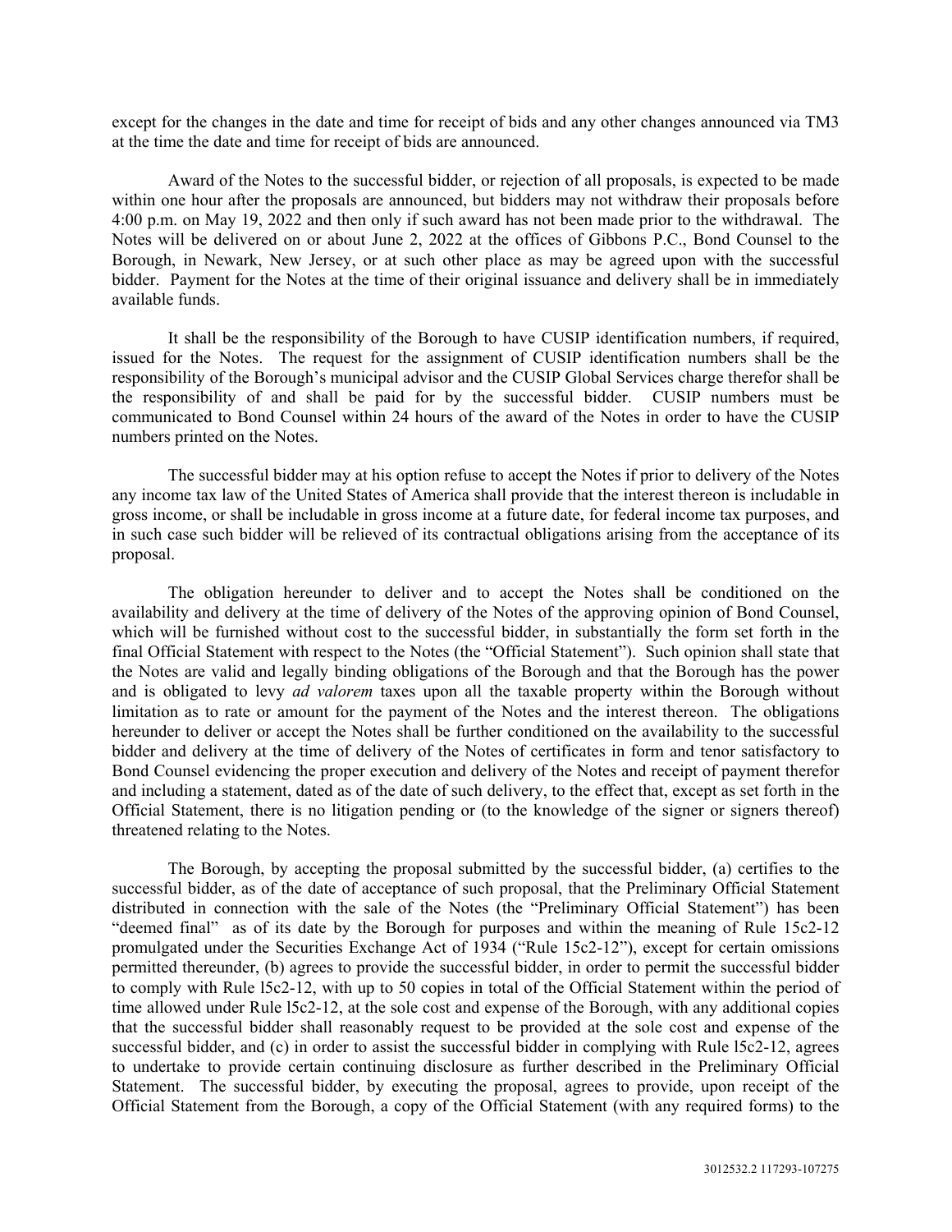except for the changes in the date and time for receipt of bids and any other changes announced via TM3 at the time the date and time for receipt of bids are announced.

Award of the Notes to the successful bidder, or rejection of all proposals, is expected to be made within one hour after the proposals are announced, but bidders may not withdraw their proposals before 4:00 p.m. on May 19, 2022 and then only if such award has not been made prior to the withdrawal. The Notes will be delivered on or about June 2, 2022 at the offices of Gibbons P.C., Bond Counsel to the Borough, in Newark, New Jersey, or at such other place as may be agreed upon with the successful bidder. Payment for the Notes at the time of their original issuance and delivery shall be in immediately available funds.

It shall be the responsibility of the Borough to have CUSIP identification numbers, if required, issued for the Notes. The request for the assignment of CUSIP identification numbers shall be the responsibility of the Borough's municipal advisor and the CUSIP Global Services charge therefor shall be the responsibility of and shall be paid for by the successful bidder. CUSIP numbers must be communicated to Bond Counsel within 24 hours of the award of the Notes in order to have the CUSIP numbers printed on the Notes.

The successful bidder may at his option refuse to accept the Notes if prior to delivery of the Notes any income tax law of the United States of America shall provide that the interest thereon is includable in gross income, or shall be includable in gross income at a future date, for federal income tax purposes, and in such case such bidder will be relieved of its contractual obligations arising from the acceptance of its proposal.

The obligation hereunder to deliver and to accept the Notes shall be conditioned on the availability and delivery at the time of delivery of the Notes of the approving opinion of Bond Counsel, which will be furnished without cost to the successful bidder, in substantially the form set forth in the final Official Statement with respect to the Notes (the "Official Statement"). Such opinion shall state that the Notes are valid and legally binding obligations of the Borough and that the Borough has the power and is obligated to levy *ad valorem* taxes upon all the taxable property within the Borough without limitation as to rate or amount for the payment of the Notes and the interest thereon. The obligations hereunder to deliver or accept the Notes shall be further conditioned on the availability to the successful bidder and delivery at the time of delivery of the Notes of certificates in form and tenor satisfactory to Bond Counsel evidencing the proper execution and delivery of the Notes and receipt of payment therefor and including a statement, dated as of the date of such delivery, to the effect that, except as set forth in the Official Statement, there is no litigation pending or (to the knowledge of the signer or signers thereof) threatened relating to the Notes.

The Borough, by accepting the proposal submitted by the successful bidder, (a) certifies to the successful bidder, as of the date of acceptance of such proposal, that the Preliminary Official Statement distributed in connection with the sale of the Notes (the "Preliminary Official Statement") has been "deemed final" as of its date by the Borough for purposes and within the meaning of Rule 15c2-12 promulgated under the Securities Exchange Act of 1934 ("Rule 15c2-12"), except for certain omissions permitted thereunder, (b) agrees to provide the successful bidder, in order to permit the successful bidder to comply with Rule l5c2-12, with up to 50 copies in total of the Official Statement within the period of time allowed under Rule l5c2-12, at the sole cost and expense of the Borough, with any additional copies that the successful bidder shall reasonably request to be provided at the sole cost and expense of the successful bidder, and (c) in order to assist the successful bidder in complying with Rule l5c2-12, agrees to undertake to provide certain continuing disclosure as further described in the Preliminary Official Statement. The successful bidder, by executing the proposal, agrees to provide, upon receipt of the Official Statement from the Borough, a copy of the Official Statement (with any required forms) to the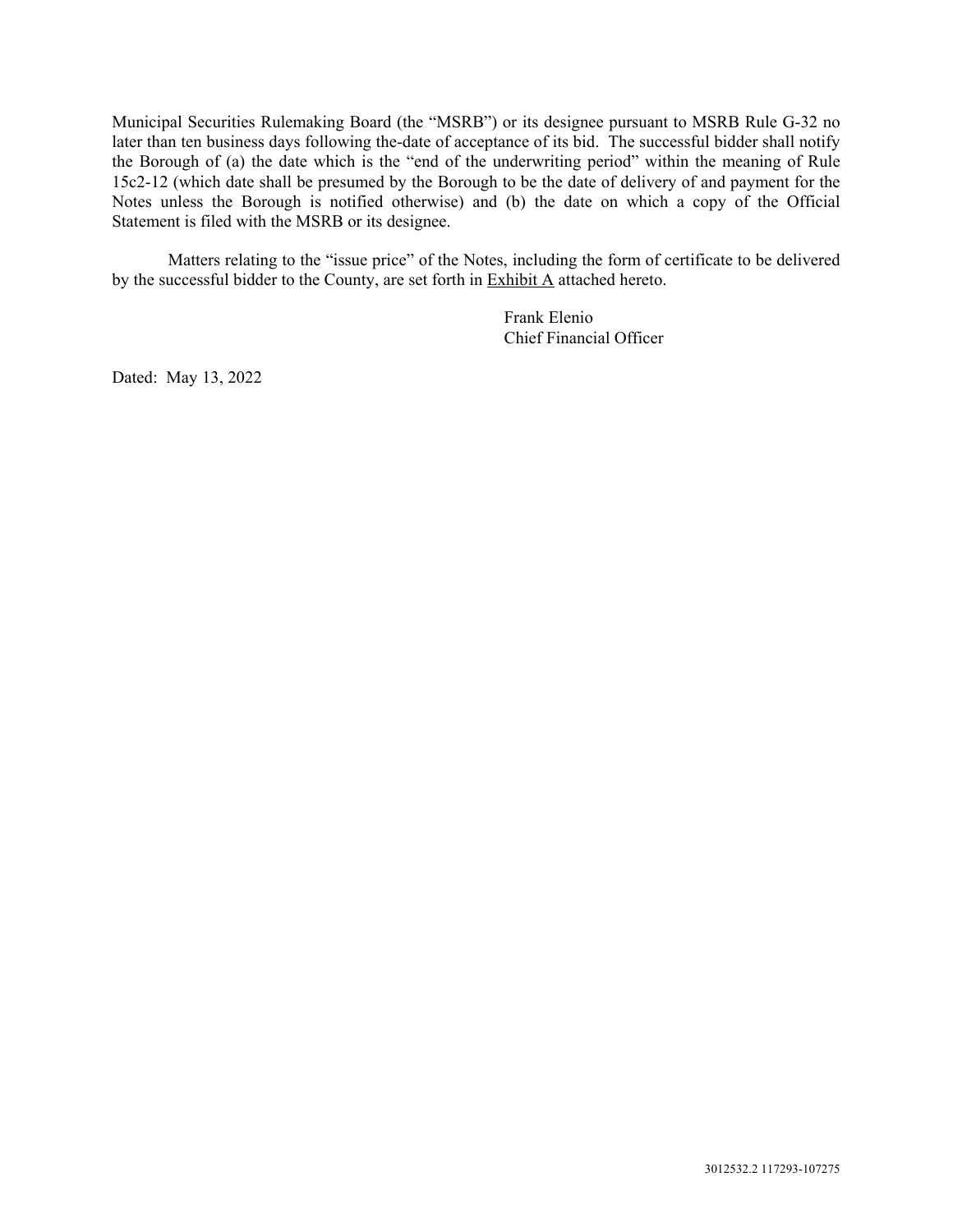Municipal Securities Rulemaking Board (the "MSRB") or its designee pursuant to MSRB Rule G-32 no later than ten business days following the-date of acceptance of its bid. The successful bidder shall notify the Borough of (a) the date which is the "end of the underwriting period" within the meaning of Rule 15c2-12 (which date shall be presumed by the Borough to be the date of delivery of and payment for the Notes unless the Borough is notified otherwise) and (b) the date on which a copy of the Official Statement is filed with the MSRB or its designee.

Matters relating to the "issue price" of the Notes, including the form of certificate to be delivered by the successful bidder to the County, are set forth in Exhibit A attached hereto.

Frank Elenio
Chief Financial Officer

Dated: May 13, 2022

3012532.2 117293-107275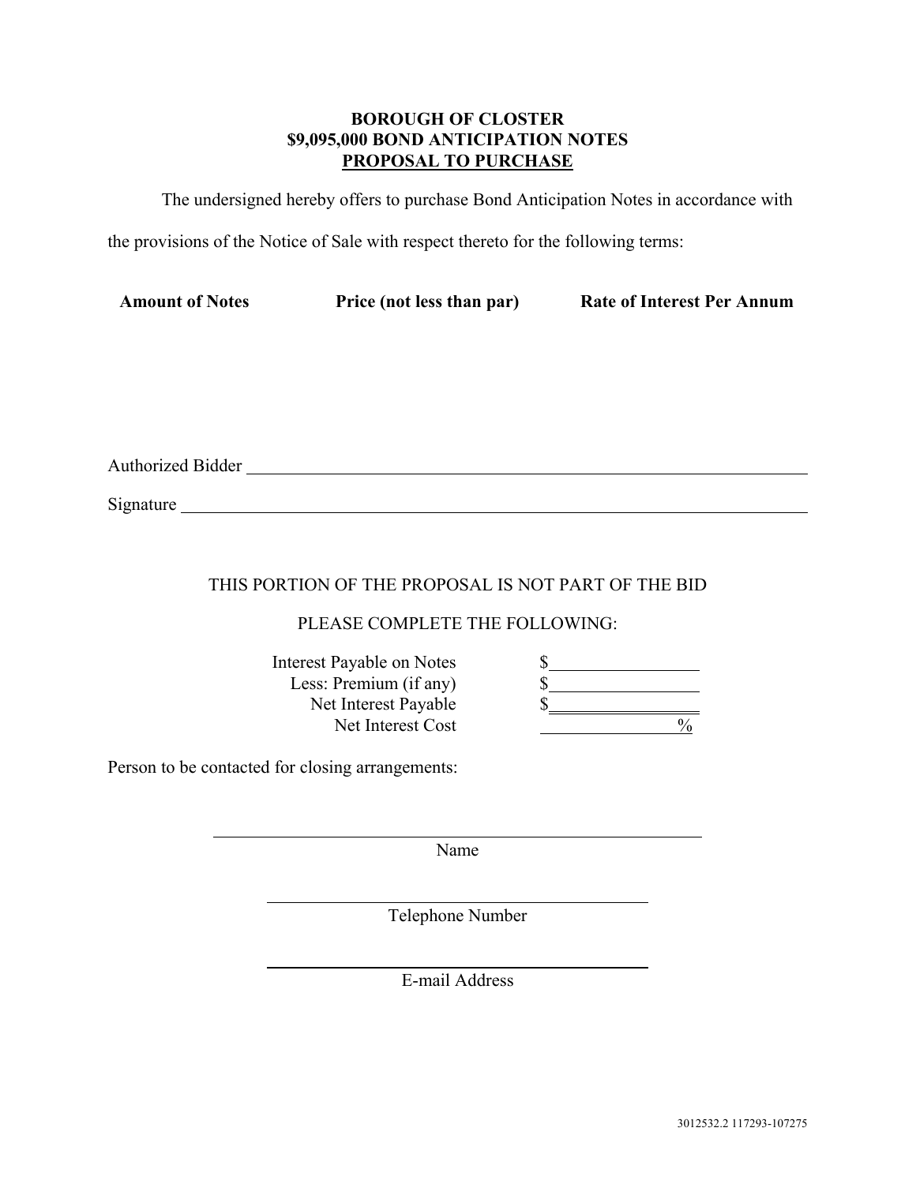**BOROUGH OF CLOSTER**
**$9,095,000 BOND ANTICIPATION NOTES**
**PROPOSAL TO PURCHASE**

The undersigned hereby offers to purchase Bond Anticipation Notes in accordance with the provisions of the Notice of Sale with respect thereto for the following terms:

| Amount of Notes | Price (not less than par) | Rate of Interest Per Annum |
| --- | --- | --- |
| | | |

Authorized Bidder ______________________________________________

Signature ______________________________________________

THIS PORTION OF THE PROPOSAL IS NOT PART OF THE BID

PLEASE COMPLETE THE FOLLOWING:

| | |
| --- | --- |
| Interest Payable on Notes | $__________ |
| Less: Premium (if any) | $__________ |
| Net Interest Payable | $__________ |
| Net Interest Cost | __________% |

Person to be contacted for closing arrangements:

______________________________________________
Name

______________________________________________
Telephone Number

______________________________________________
E-mail Address

3012532.2 117293-107275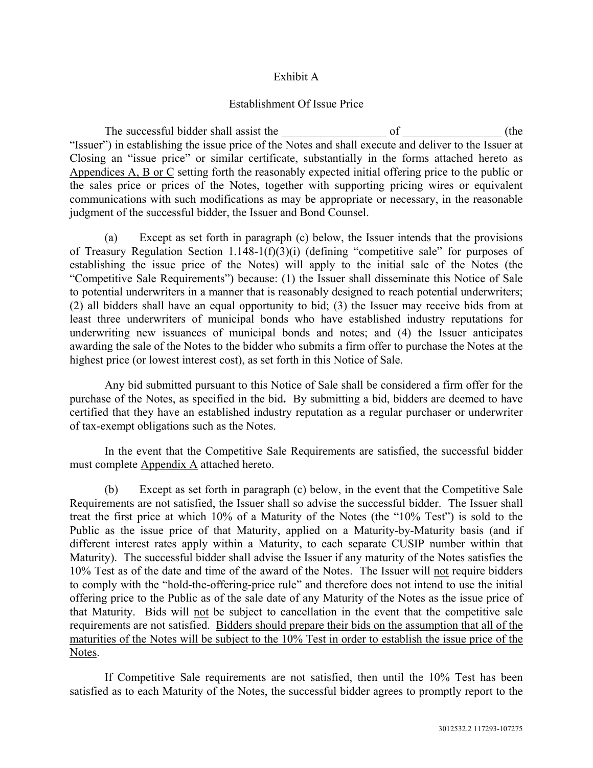Exhibit A

Establishment Of Issue Price

The successful bidder shall assist the __________________ of _________________ (the "Issuer") in establishing the issue price of the Notes and shall execute and deliver to the Issuer at Closing an "issue price" or similar certificate, substantially in the forms attached hereto as Appendices A, B or C setting forth the reasonably expected initial offering price to the public or the sales price or prices of the Notes, together with supporting pricing wires or equivalent communications with such modifications as may be appropriate or necessary, in the reasonable judgment of the successful bidder, the Issuer and Bond Counsel.

(a) Except as set forth in paragraph (c) below, the Issuer intends that the provisions of Treasury Regulation Section 1.148-1(f)(3)(i) (defining "competitive sale" for purposes of establishing the issue price of the Notes) will apply to the initial sale of the Notes (the "Competitive Sale Requirements") because: (1) the Issuer shall disseminate this Notice of Sale to potential underwriters in a manner that is reasonably designed to reach potential underwriters; (2) all bidders shall have an equal opportunity to bid; (3) the Issuer may receive bids from at least three underwriters of municipal bonds who have established industry reputations for underwriting new issuances of municipal bonds and notes; and (4) the Issuer anticipates awarding the sale of the Notes to the bidder who submits a firm offer to purchase the Notes at the highest price (or lowest interest cost), as set forth in this Notice of Sale.

Any bid submitted pursuant to this Notice of Sale shall be considered a firm offer for the purchase of the Notes, as specified in the bid**.** By submitting a bid, bidders are deemed to have certified that they have an established industry reputation as a regular purchaser or underwriter of tax-exempt obligations such as the Notes.

In the event that the Competitive Sale Requirements are satisfied, the successful bidder must complete Appendix A attached hereto.

(b) Except as set forth in paragraph (c) below, in the event that the Competitive Sale Requirements are not satisfied, the Issuer shall so advise the successful bidder. The Issuer shall treat the first price at which 10% of a Maturity of the Notes (the "10% Test") is sold to the Public as the issue price of that Maturity, applied on a Maturity-by-Maturity basis (and if different interest rates apply within a Maturity, to each separate CUSIP number within that Maturity). The successful bidder shall advise the Issuer if any maturity of the Notes satisfies the 10% Test as of the date and time of the award of the Notes. The Issuer will not require bidders to comply with the "hold-the-offering-price rule" and therefore does not intend to use the initial offering price to the Public as of the sale date of any Maturity of the Notes as the issue price of that Maturity. Bids will not be subject to cancellation in the event that the competitive sale requirements are not satisfied. Bidders should prepare their bids on the assumption that all of the maturities of the Notes will be subject to the 10% Test in order to establish the issue price of the Notes.

If Competitive Sale requirements are not satisfied, then until the 10% Test has been satisfied as to each Maturity of the Notes, the successful bidder agrees to promptly report to the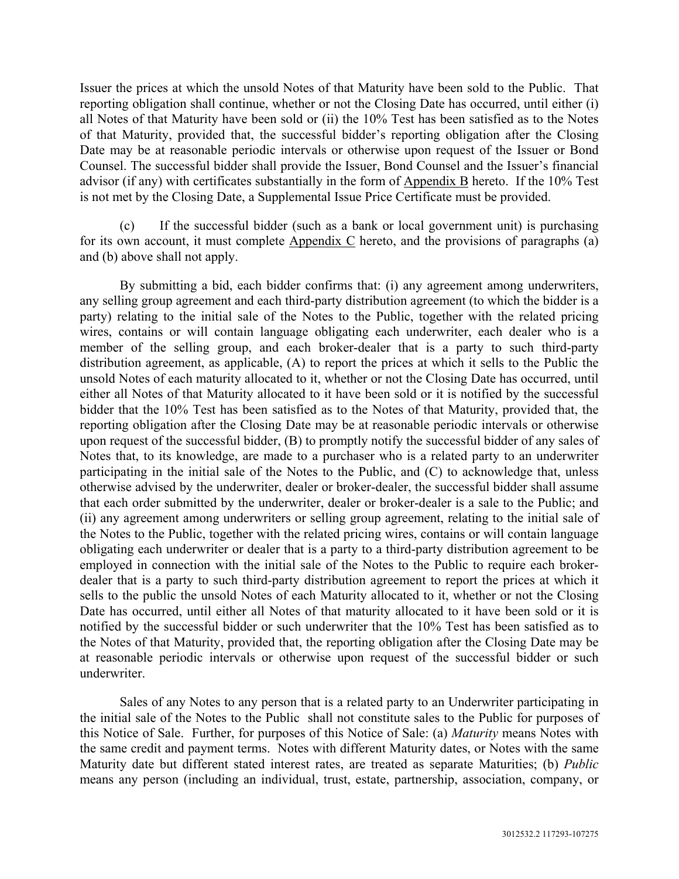Issuer the prices at which the unsold Notes of that Maturity have been sold to the Public. That reporting obligation shall continue, whether or not the Closing Date has occurred, until either (i) all Notes of that Maturity have been sold or (ii) the 10% Test has been satisfied as to the Notes of that Maturity, provided that, the successful bidder's reporting obligation after the Closing Date may be at reasonable periodic intervals or otherwise upon request of the Issuer or Bond Counsel. The successful bidder shall provide the Issuer, Bond Counsel and the Issuer's financial advisor (if any) with certificates substantially in the form of Appendix B hereto. If the 10% Test is not met by the Closing Date, a Supplemental Issue Price Certificate must be provided.

(c) If the successful bidder (such as a bank or local government unit) is purchasing for its own account, it must complete Appendix C hereto, and the provisions of paragraphs (a) and (b) above shall not apply.

By submitting a bid, each bidder confirms that: (i) any agreement among underwriters, any selling group agreement and each third-party distribution agreement (to which the bidder is a party) relating to the initial sale of the Notes to the Public, together with the related pricing wires, contains or will contain language obligating each underwriter, each dealer who is a member of the selling group, and each broker-dealer that is a party to such third-party distribution agreement, as applicable, (A) to report the prices at which it sells to the Public the unsold Notes of each maturity allocated to it, whether or not the Closing Date has occurred, until either all Notes of that Maturity allocated to it have been sold or it is notified by the successful bidder that the 10% Test has been satisfied as to the Notes of that Maturity, provided that, the reporting obligation after the Closing Date may be at reasonable periodic intervals or otherwise upon request of the successful bidder, (B) to promptly notify the successful bidder of any sales of Notes that, to its knowledge, are made to a purchaser who is a related party to an underwriter participating in the initial sale of the Notes to the Public, and (C) to acknowledge that, unless otherwise advised by the underwriter, dealer or broker-dealer, the successful bidder shall assume that each order submitted by the underwriter, dealer or broker-dealer is a sale to the Public; and (ii) any agreement among underwriters or selling group agreement, relating to the initial sale of the Notes to the Public, together with the related pricing wires, contains or will contain language obligating each underwriter or dealer that is a party to a third-party distribution agreement to be employed in connection with the initial sale of the Notes to the Public to require each broker-dealer that is a party to such third-party distribution agreement to report the prices at which it sells to the public the unsold Notes of each Maturity allocated to it, whether or not the Closing Date has occurred, until either all Notes of that maturity allocated to it have been sold or it is notified by the successful bidder or such underwriter that the 10% Test has been satisfied as to the Notes of that Maturity, provided that, the reporting obligation after the Closing Date may be at reasonable periodic intervals or otherwise upon request of the successful bidder or such underwriter.

Sales of any Notes to any person that is a related party to an Underwriter participating in the initial sale of the Notes to the Public shall not constitute sales to the Public for purposes of this Notice of Sale. Further, for purposes of this Notice of Sale: (a) *Maturity* means Notes with the same credit and payment terms. Notes with different Maturity dates, or Notes with the same Maturity date but different stated interest rates, are treated as separate Maturities; (b) *Public* means any person (including an individual, trust, estate, partnership, association, company, or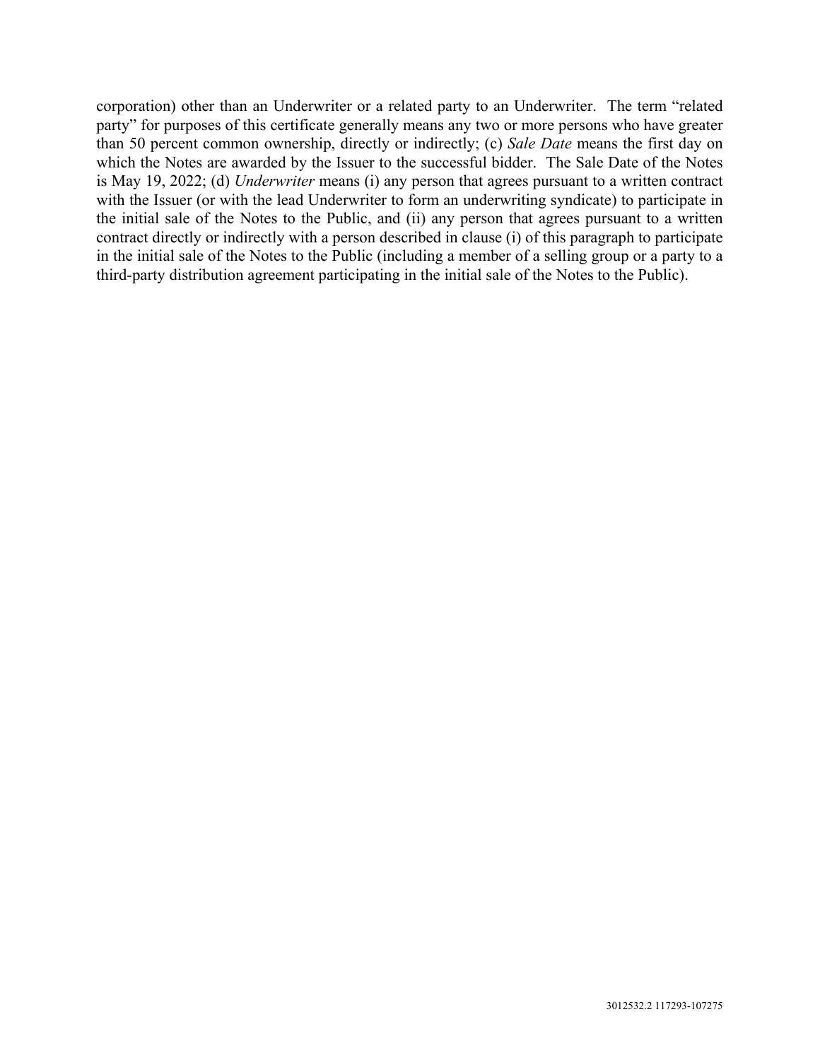corporation) other than an Underwriter or a related party to an Underwriter. The term "related party" for purposes of this certificate generally means any two or more persons who have greater than 50 percent common ownership, directly or indirectly; (c) *Sale Date* means the first day on which the Notes are awarded by the Issuer to the successful bidder. The Sale Date of the Notes is May 19, 2022; (d) *Underwriter* means (i) any person that agrees pursuant to a written contract with the Issuer (or with the lead Underwriter to form an underwriting syndicate) to participate in the initial sale of the Notes to the Public, and (ii) any person that agrees pursuant to a written contract directly or indirectly with a person described in clause (i) of this paragraph to participate in the initial sale of the Notes to the Public (including a member of a selling group or a party to a third-party distribution agreement participating in the initial sale of the Notes to the Public).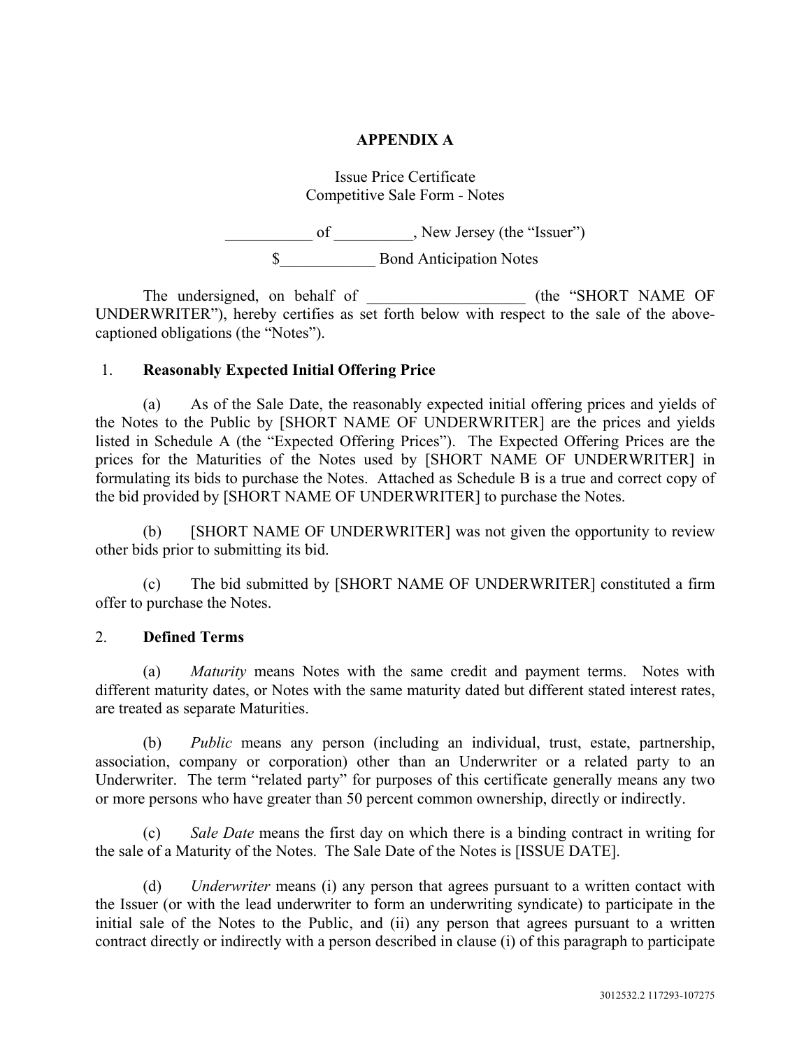# APPENDIX A

Issue Price Certificate
Competitive Sale Form - Notes

___________ of __________, New Jersey (the "Issuer")

$____________ Bond Anticipation Notes

The undersigned, on behalf of ____________________ (the "SHORT NAME OF UNDERWRITER"), hereby certifies as set forth below with respect to the sale of the above-captioned obligations (the "Notes").

1. **Reasonably Expected Initial Offering Price**

(a) As of the Sale Date, the reasonably expected initial offering prices and yields of the Notes to the Public by [SHORT NAME OF UNDERWRITER] are the prices and yields listed in Schedule A (the "Expected Offering Prices"). The Expected Offering Prices are the prices for the Maturities of the Notes used by [SHORT NAME OF UNDERWRITER] in formulating its bids to purchase the Notes. Attached as Schedule B is a true and correct copy of the bid provided by [SHORT NAME OF UNDERWRITER] to purchase the Notes.

(b) [SHORT NAME OF UNDERWRITER] was not given the opportunity to review other bids prior to submitting its bid.

(c) The bid submitted by [SHORT NAME OF UNDERWRITER] constituted a firm offer to purchase the Notes.

2. **Defined Terms**

(a) *Maturity* means Notes with the same credit and payment terms. Notes with different maturity dates, or Notes with the same maturity dated but different stated interest rates, are treated as separate Maturities.

(b) *Public* means any person (including an individual, trust, estate, partnership, association, company or corporation) other than an Underwriter or a related party to an Underwriter. The term "related party" for purposes of this certificate generally means any two or more persons who have greater than 50 percent common ownership, directly or indirectly.

(c) *Sale Date* means the first day on which there is a binding contract in writing for the sale of a Maturity of the Notes. The Sale Date of the Notes is [ISSUE DATE].

(d) *Underwriter* means (i) any person that agrees pursuant to a written contact with the Issuer (or with the lead underwriter to form an underwriting syndicate) to participate in the initial sale of the Notes to the Public, and (ii) any person that agrees pursuant to a written contract directly or indirectly with a person described in clause (i) of this paragraph to participate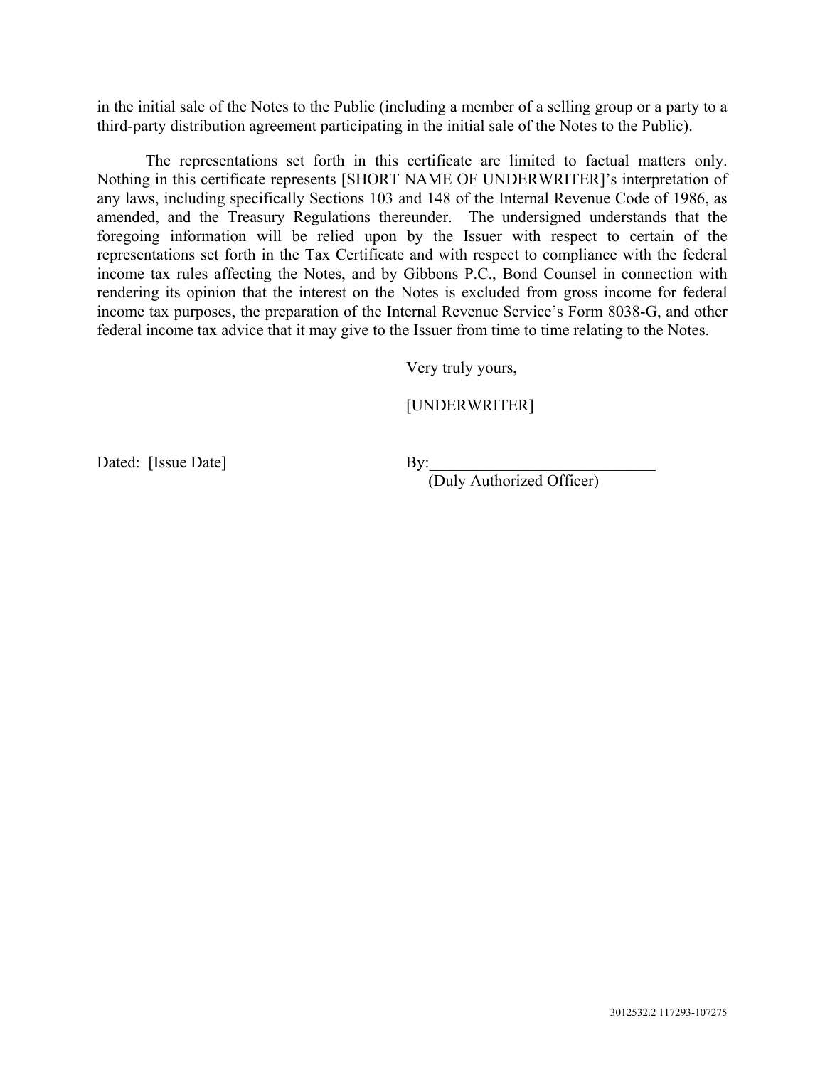in the initial sale of the Notes to the Public (including a member of a selling group or a party to a third-party distribution agreement participating in the initial sale of the Notes to the Public).

The representations set forth in this certificate are limited to factual matters only. Nothing in this certificate represents [SHORT NAME OF UNDERWRITER]'s interpretation of any laws, including specifically Sections 103 and 148 of the Internal Revenue Code of 1986, as amended, and the Treasury Regulations thereunder. The undersigned understands that the foregoing information will be relied upon by the Issuer with respect to certain of the representations set forth in the Tax Certificate and with respect to compliance with the federal income tax rules affecting the Notes, and by Gibbons P.C., Bond Counsel in connection with rendering its opinion that the interest on the Notes is excluded from gross income for federal income tax purposes, the preparation of the Internal Revenue Service's Form 8038-G, and other federal income tax advice that it may give to the Issuer from time to time relating to the Notes.

Very truly yours,

[UNDERWRITER]

Dated: [Issue Date]

By:____________________________
(Duly Authorized Officer)

3012532.2 117293-107275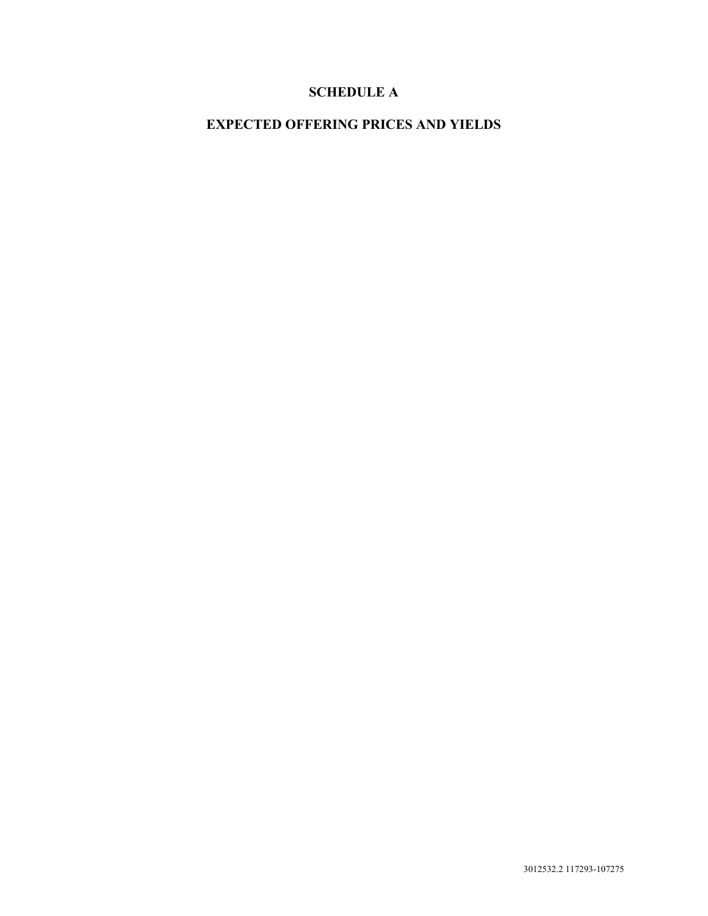# SCHEDULE A

## EXPECTED OFFERING PRICES AND YIELDS

3012532.2 117293-107275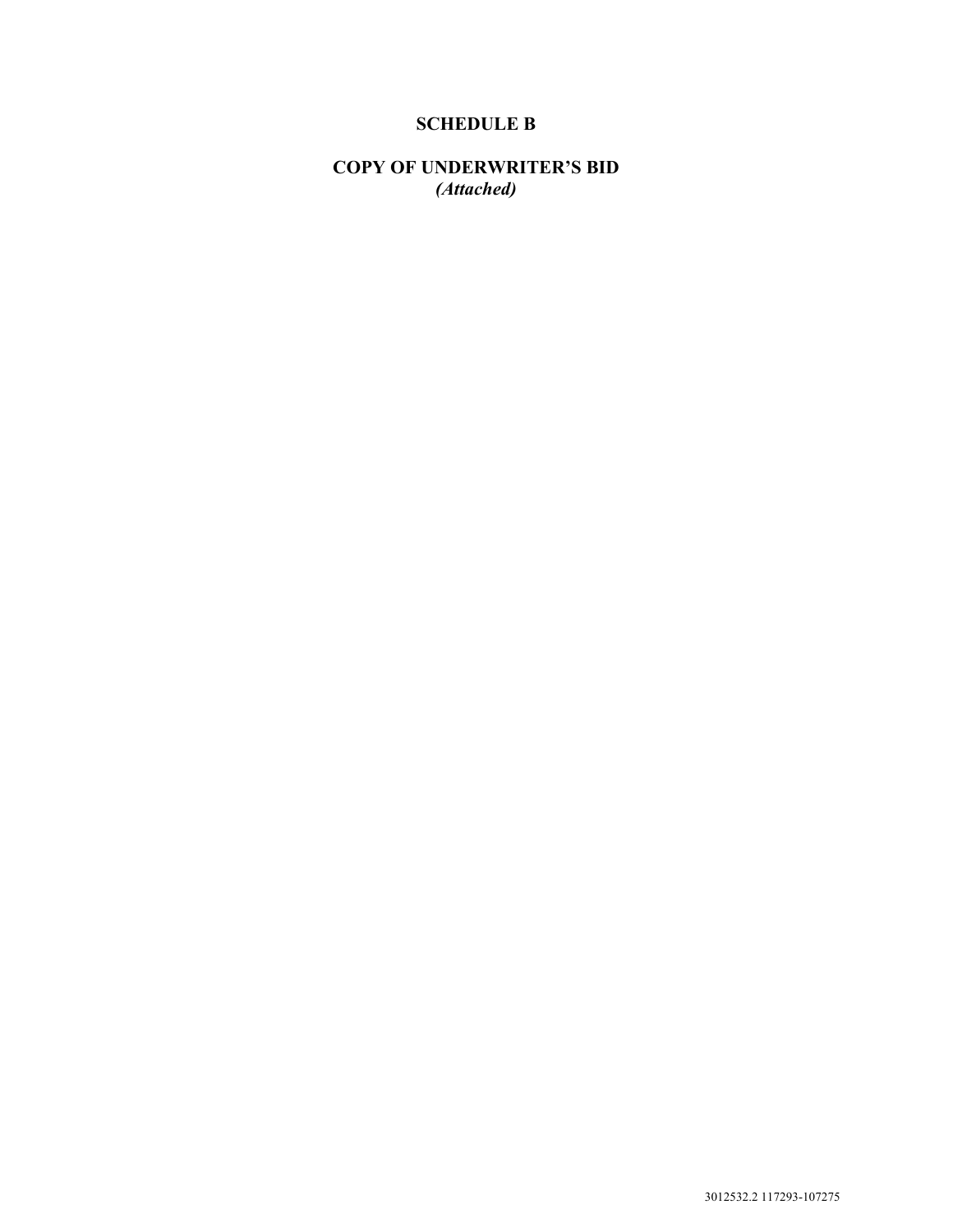# SCHEDULE B

## COPY OF UNDERWRITER'S BID

***(Attached)***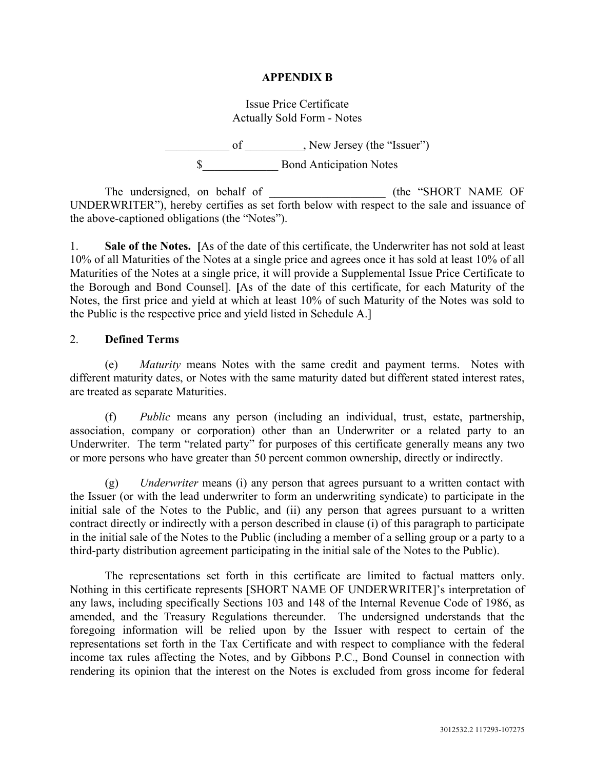**APPENDIX B**

Issue Price Certificate
Actually Sold Form - Notes

___________ of __________, New Jersey (the "Issuer")

$_____________ Bond Anticipation Notes

The undersigned, on behalf of ____________________ (the "SHORT NAME OF UNDERWRITER"), hereby certifies as set forth below with respect to the sale and issuance of the above-captioned obligations (the "Notes").

1. **Sale of the Notes. [**As of the date of this certificate, the Underwriter has not sold at least 10% of all Maturities of the Notes at a single price and agrees once it has sold at least 10% of all Maturities of the Notes at a single price, it will provide a Supplemental Issue Price Certificate to the Borough and Bond Counsel]. **[**As of the date of this certificate, for each Maturity of the Notes, the first price and yield at which at least 10% of such Maturity of the Notes was sold to the Public is the respective price and yield listed in Schedule A.]

2. **Defined Terms**

(e) *Maturity* means Notes with the same credit and payment terms. Notes with different maturity dates, or Notes with the same maturity dated but different stated interest rates, are treated as separate Maturities.

(f) *Public* means any person (including an individual, trust, estate, partnership, association, company or corporation) other than an Underwriter or a related party to an Underwriter. The term "related party" for purposes of this certificate generally means any two or more persons who have greater than 50 percent common ownership, directly or indirectly.

(g) *Underwriter* means (i) any person that agrees pursuant to a written contact with the Issuer (or with the lead underwriter to form an underwriting syndicate) to participate in the initial sale of the Notes to the Public, and (ii) any person that agrees pursuant to a written contract directly or indirectly with a person described in clause (i) of this paragraph to participate in the initial sale of the Notes to the Public (including a member of a selling group or a party to a third-party distribution agreement participating in the initial sale of the Notes to the Public).

The representations set forth in this certificate are limited to factual matters only. Nothing in this certificate represents [SHORT NAME OF UNDERWRITER]'s interpretation of any laws, including specifically Sections 103 and 148 of the Internal Revenue Code of 1986, as amended, and the Treasury Regulations thereunder. The undersigned understands that the foregoing information will be relied upon by the Issuer with respect to certain of the representations set forth in the Tax Certificate and with respect to compliance with the federal income tax rules affecting the Notes, and by Gibbons P.C., Bond Counsel in connection with rendering its opinion that the interest on the Notes is excluded from gross income for federal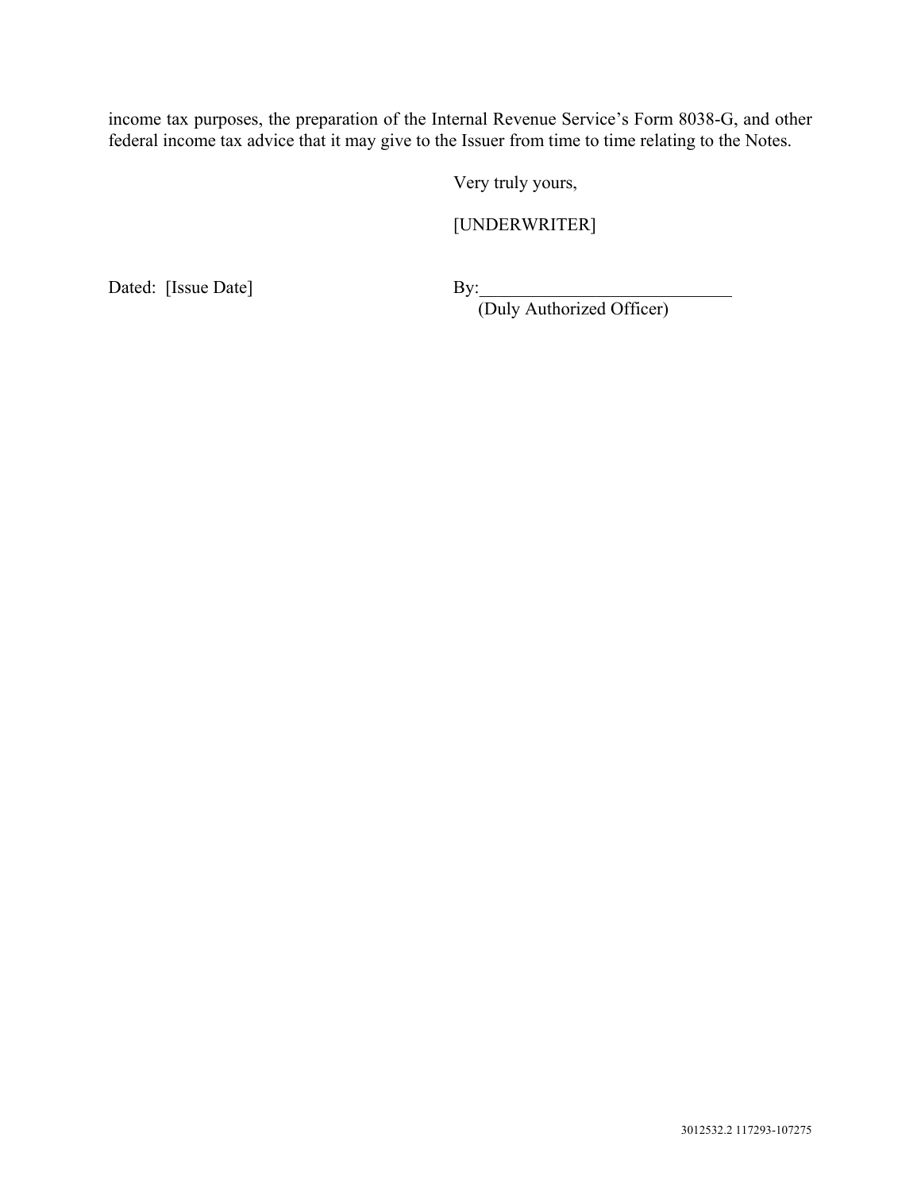income tax purposes, the preparation of the Internal Revenue Service's Form 8038-G, and other federal income tax advice that it may give to the Issuer from time to time relating to the Notes.

Very truly yours,

[UNDERWRITER]

Dated: [Issue Date]

By:____________________________
(Duly Authorized Officer)

3012532.2 117293-107275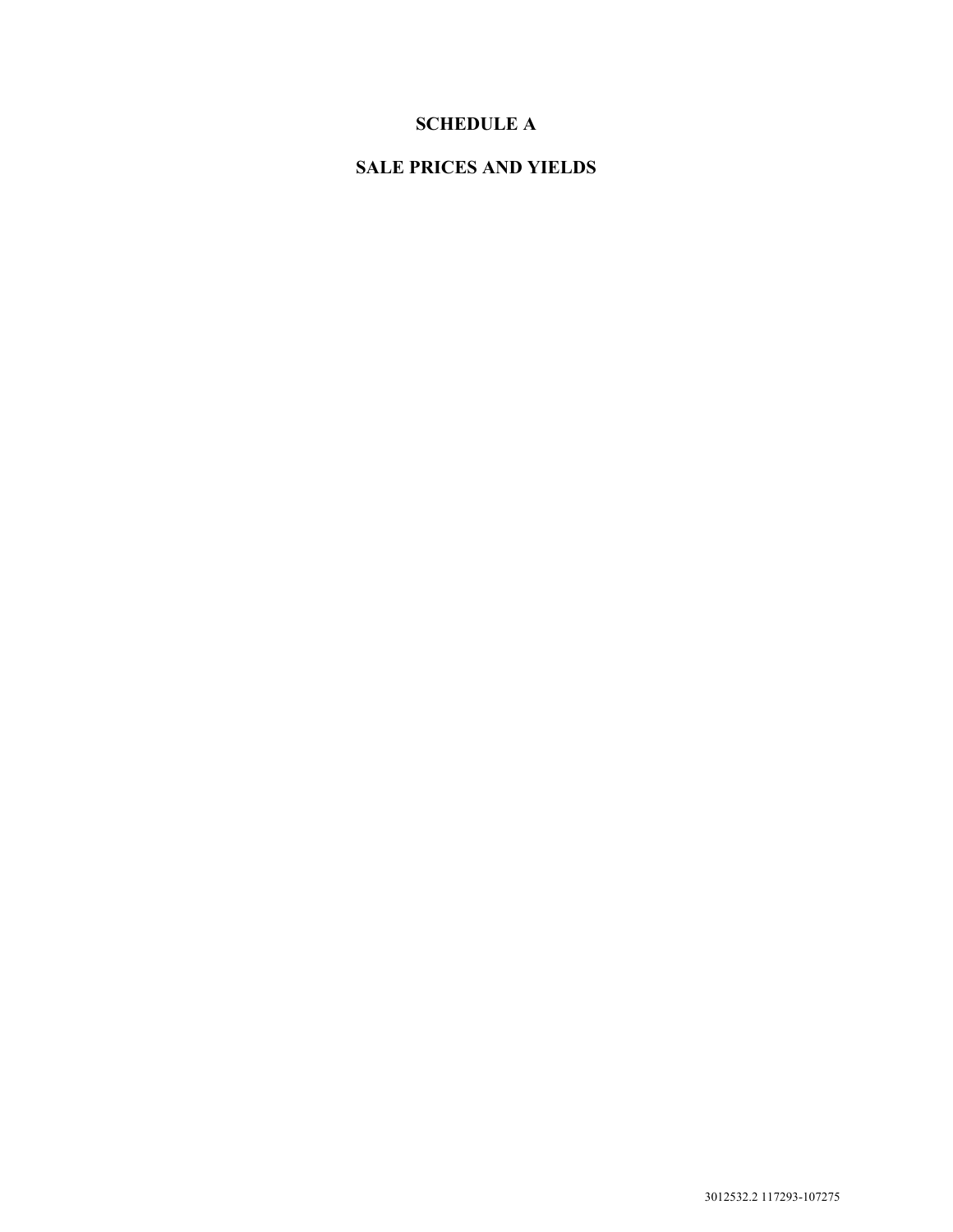# SCHEDULE A

## SALE PRICES AND YIELDS

3012532.2 117293-107275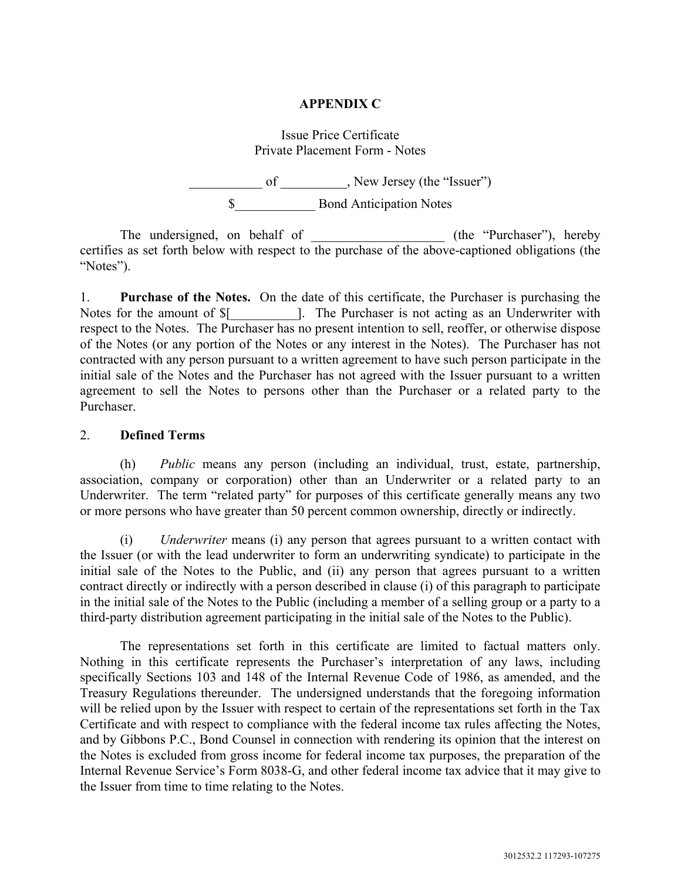# APPENDIX C

Issue Price Certificate
Private Placement Form - Notes

___________ of __________, New Jersey (the "Issuer")

$____________ Bond Anticipation Notes

The undersigned, on behalf of ____________________ (the "Purchaser"), hereby certifies as set forth below with respect to the purchase of the above-captioned obligations (the "Notes").

1. **Purchase of the Notes.** On the date of this certificate, the Purchaser is purchasing the Notes for the amount of $[__________]. The Purchaser is not acting as an Underwriter with respect to the Notes. The Purchaser has no present intention to sell, reoffer, or otherwise dispose of the Notes (or any portion of the Notes or any interest in the Notes). The Purchaser has not contracted with any person pursuant to a written agreement to have such person participate in the initial sale of the Notes and the Purchaser has not agreed with the Issuer pursuant to a written agreement to sell the Notes to persons other than the Purchaser or a related party to the Purchaser.

2. **Defined Terms**

(h) *Public* means any person (including an individual, trust, estate, partnership, association, company or corporation) other than an Underwriter or a related party to an Underwriter. The term "related party" for purposes of this certificate generally means any two or more persons who have greater than 50 percent common ownership, directly or indirectly.

(i) *Underwriter* means (i) any person that agrees pursuant to a written contact with the Issuer (or with the lead underwriter to form an underwriting syndicate) to participate in the initial sale of the Notes to the Public, and (ii) any person that agrees pursuant to a written contract directly or indirectly with a person described in clause (i) of this paragraph to participate in the initial sale of the Notes to the Public (including a member of a selling group or a party to a third-party distribution agreement participating in the initial sale of the Notes to the Public).

The representations set forth in this certificate are limited to factual matters only. Nothing in this certificate represents the Purchaser's interpretation of any laws, including specifically Sections 103 and 148 of the Internal Revenue Code of 1986, as amended, and the Treasury Regulations thereunder. The undersigned understands that the foregoing information will be relied upon by the Issuer with respect to certain of the representations set forth in the Tax Certificate and with respect to compliance with the federal income tax rules affecting the Notes, and by Gibbons P.C., Bond Counsel in connection with rendering its opinion that the interest on the Notes is excluded from gross income for federal income tax purposes, the preparation of the Internal Revenue Service's Form 8038-G, and other federal income tax advice that it may give to the Issuer from time to time relating to the Notes.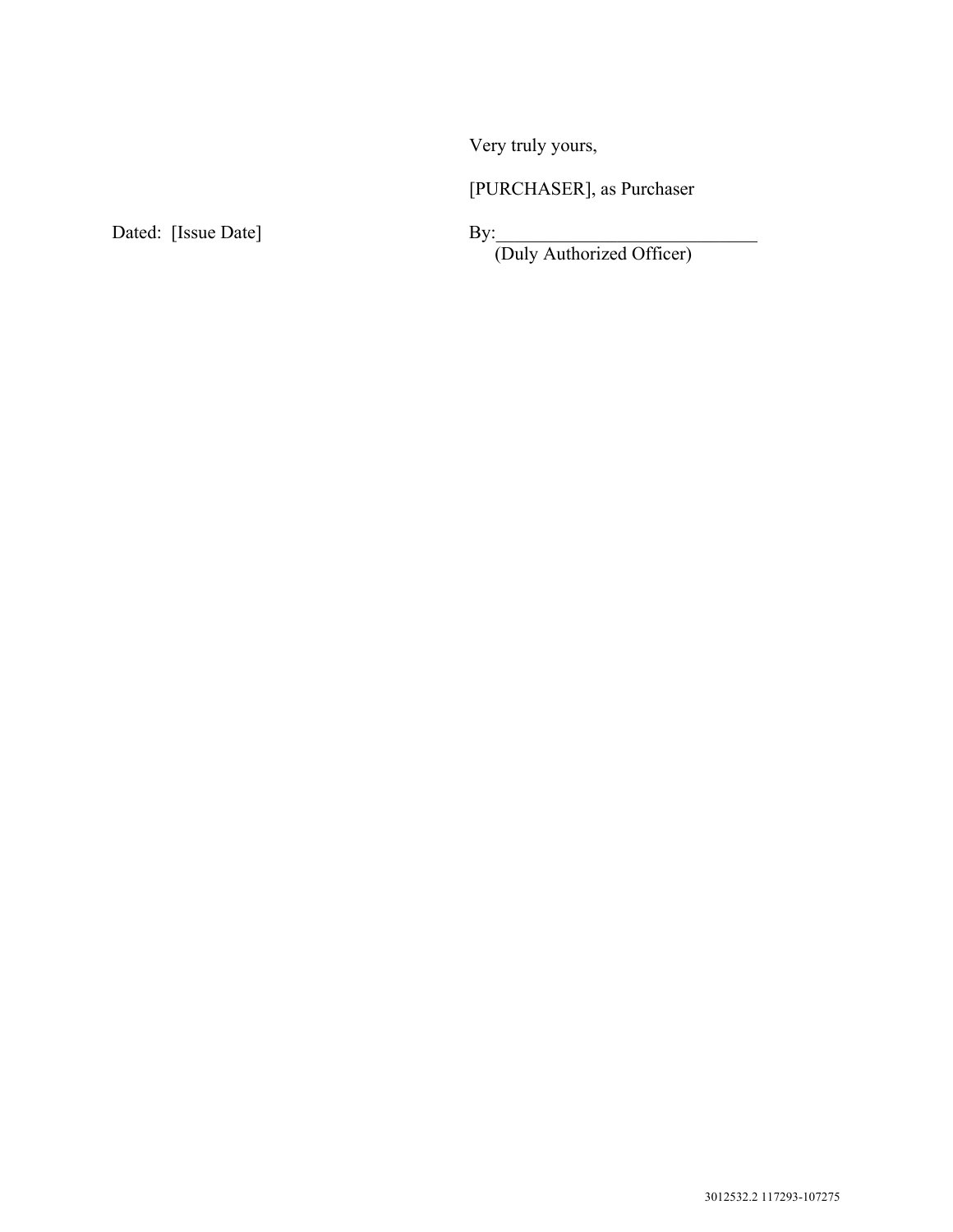Very truly yours,

[PURCHASER], as Purchaser

Dated: [Issue Date]

By:_____________________________
(Duly Authorized Officer)

3012532.2 117293-107275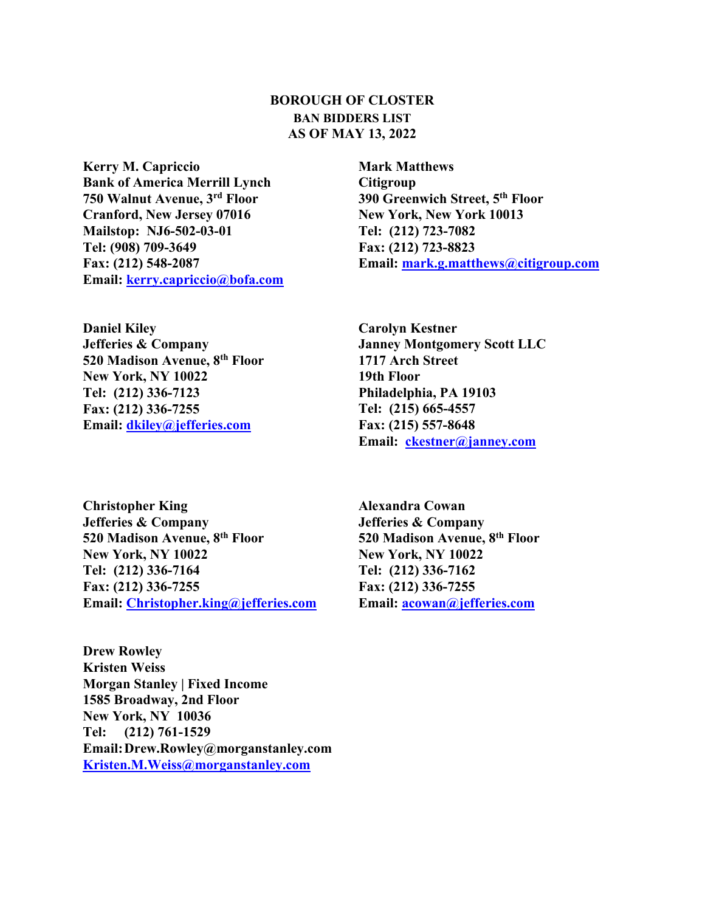**BOROUGH OF CLOSTER**
**BAN BIDDERS LIST**
**AS OF MAY 13, 2022**

**Kerry M. Capriccio**
**Bank of America Merrill Lynch**
**750 Walnut Avenue, 3rd Floor**
**Cranford, New Jersey 07016**
**Mailstop: NJ6-502-03-01**
**Tel: (908) 709-3649**
**Fax: (212) 548-2087**
**Email: kerry.capriccio@bofa.com**

**Mark Matthews**
**Citigroup**
**390 Greenwich Street, 5th Floor**
**New York, New York 10013**
**Tel: (212) 723-7082**
**Fax: (212) 723-8823**
**Email: mark.g.matthews@citigroup.com**

**Daniel Kiley**
**Jefferies & Company**
**520 Madison Avenue, 8th Floor**
**New York, NY 10022**
**Tel: (212) 336-7123**
**Fax: (212) 336-7255**
**Email: dkiley@jefferies.com**

**Carolyn Kestner**
**Janney Montgomery Scott LLC**
**1717 Arch Street**
**19th Floor**
**Philadelphia, PA 19103**
**Tel: (215) 665-4557**
**Fax: (215) 557-8648**
**Email: ckestner@janney.com**

**Christopher King**
**Jefferies & Company**
**520 Madison Avenue, 8th Floor**
**New York, NY 10022**
**Tel: (212) 336-7164**
**Fax: (212) 336-7255**
**Email: Christopher.king@jefferies.com**

**Alexandra Cowan**
**Jefferies & Company**
**520 Madison Avenue, 8th Floor**
**New York, NY 10022**
**Tel: (212) 336-7162**
**Fax: (212) 336-7255**
**Email: acowan@jefferies.com**

**Drew Rowley**
**Kristen Weiss**
**Morgan Stanley | Fixed Income**
**1585 Broadway, 2nd Floor**
**New York, NY 10036**
**Tel: (212) 761-1529**
**Email: Drew.Rowley@morganstanley.com**
**Kristen.M.Weiss@morganstanley.com**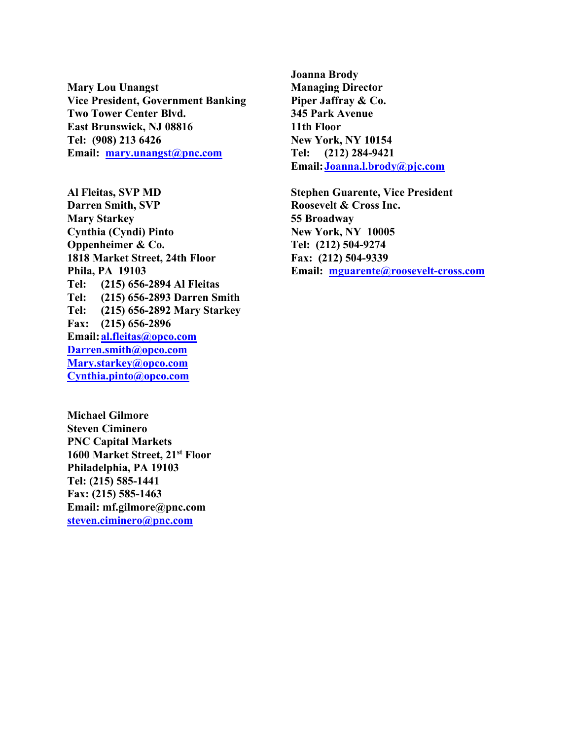**Mary Lou Unangst**
**Vice President, Government Banking**
**Two Tower Center Blvd.**
**East Brunswick, NJ 08816**
**Tel: (908) 213 6426**
**Email: mary.unangst@pnc.com**

**Al Fleitas, SVP MD**
**Darren Smith, SVP**
**Mary Starkey**
**Cynthia (Cyndi) Pinto**
**Oppenheimer & Co.**
**1818 Market Street, 24th Floor**
**Phila, PA 19103**
**Tel: (215) 656-2894 Al Fleitas**
**Tel: (215) 656-2893 Darren Smith**
**Tel: (215) 656-2892 Mary Starkey**
**Fax: (215) 656-2896**
**Email: al.fleitas@opco.com**
**Darren.smith@opco.com**
**Mary.starkey@opco.com**
**Cynthia.pinto@opco.com**

**Michael Gilmore**
**Steven Ciminero**
**PNC Capital Markets**
**1600 Market Street, 21st Floor**
**Philadelphia, PA 19103**
**Tel: (215) 585-1441**
**Fax: (215) 585-1463**
**Email: mf.gilmore@pnc.com**
**steven.ciminero@pnc.com**

**Joanna Brody**
**Managing Director**
**Piper Jaffray & Co.**
**345 Park Avenue**
**11th Floor**
**New York, NY 10154**
**Tel: (212) 284-9421**
**Email: Joanna.l.brody@pjc.com**

**Stephen Guarente, Vice President**
**Roosevelt & Cross Inc.**
**55 Broadway**
**New York, NY 10005**
**Tel: (212) 504-9274**
**Fax: (212) 504-9339**
**Email: mguarente@roosevelt-cross.com**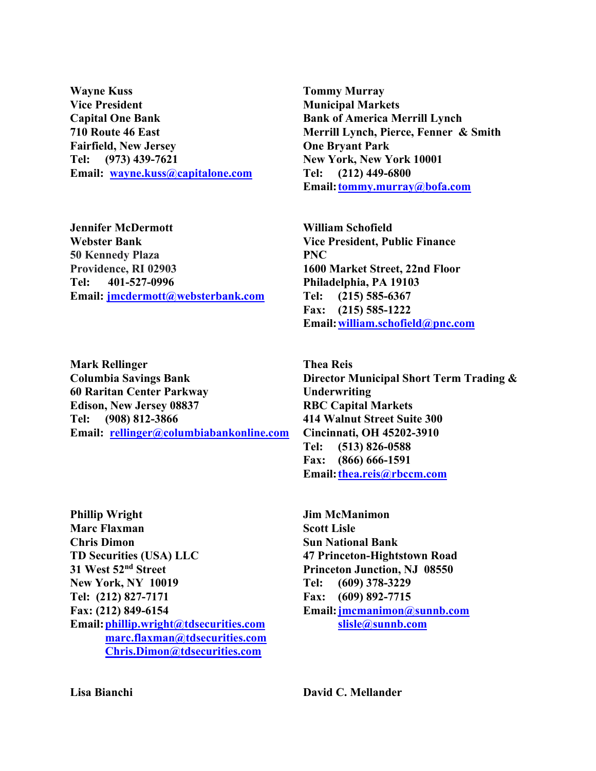**Wayne Kuss**
**Vice President**
**Capital One Bank**
**710 Route 46 East**
**Fairfield, New Jersey**
**Tel: (973) 439-7621**
**Email: wayne.kuss@capitalone.com**

**Tommy Murray**
**Municipal Markets**
**Bank of America Merrill Lynch**
**Merrill Lynch, Pierce, Fenner & Smith**
**One Bryant Park**
**New York, New York 10001**
**Tel: (212) 449-6800**
**Email: tommy.murray@bofa.com**

**Jennifer McDermott**
**Webster Bank**
**50 Kennedy Plaza**
**Providence, RI 02903**
**Tel: 401-527-0996**
**Email: jmcdermott@websterbank.com**

**William Schofield**
**Vice President, Public Finance**
**PNC**
**1600 Market Street, 22nd Floor**
**Philadelphia, PA 19103**
**Tel: (215) 585-6367**
**Fax: (215) 585-1222**
**Email: william.schofield@pnc.com**

**Mark Rellinger**
**Columbia Savings Bank**
**60 Raritan Center Parkway**
**Edison, New Jersey 08837**
**Tel: (908) 812-3866**
**Email: rellinger@columbiabankonline.com**

**Thea Reis**
**Director Municipal Short Term Trading & Underwriting**
**RBC Capital Markets**
**414 Walnut Street Suite 300**
**Cincinnati, OH 45202-3910**
**Tel: (513) 826-0588**
**Fax: (866) 666-1591**
**Email: thea.reis@rbccm.com**

**Phillip Wright**
**Marc Flaxman**
**Chris Dimon**
**TD Securities (USA) LLC**
**31 West 52nd Street**
**New York, NY 10019**
**Tel: (212) 827-7171**
**Fax: (212) 849-6154**
**Email: phillip.wright@tdsecurities.com**
**marc.flaxman@tdsecurities.com**
**Chris.Dimon@tdsecurities.com**

**Jim McManimon**
**Scott Lisle**
**Sun National Bank**
**47 Princeton-Hightstown Road**
**Princeton Junction, NJ 08550**
**Tel: (609) 378-3229**
**Fax: (609) 892-7715**
**Email: jmcmanimon@sunnb.com**
**slisle@sunnb.com**

**Lisa Bianchi**

**David C. Mellander**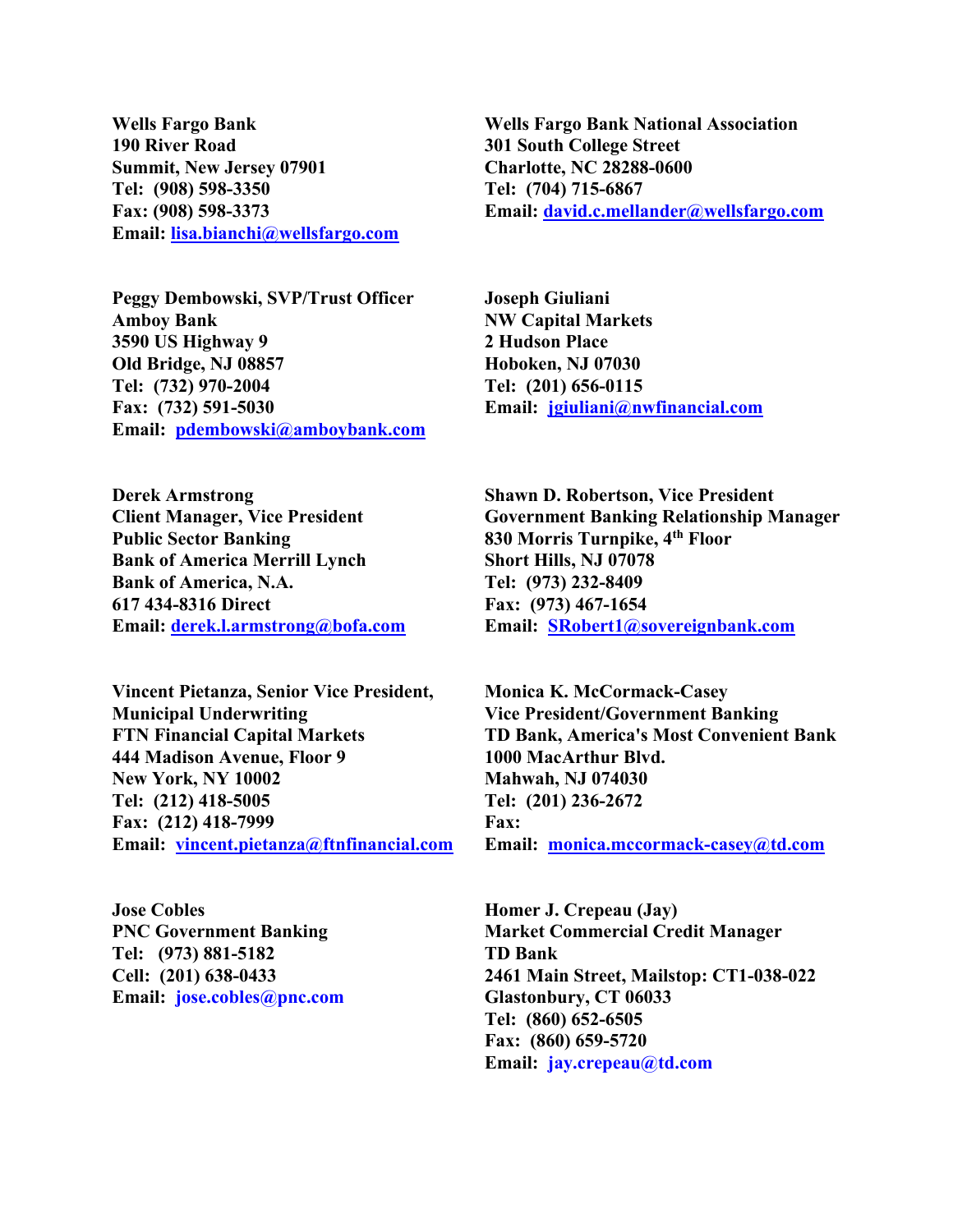**Wells Fargo Bank**
**190 River Road**
**Summit, New Jersey 07901**
**Tel: (908) 598-3350**
**Fax: (908) 598-3373**
**Email: lisa.bianchi@wellsfargo.com**

**Wells Fargo Bank National Association**
**301 South College Street**
**Charlotte, NC 28288-0600**
**Tel: (704) 715-6867**
**Email: david.c.mellander@wellsfargo.com**

**Peggy Dembowski, SVP/Trust Officer**
**Amboy Bank**
**3590 US Highway 9**
**Old Bridge, NJ 08857**
**Tel: (732) 970-2004**
**Fax: (732) 591-5030**
**Email: pdembowski@amboybank.com**

**Joseph Giuliani**
**NW Capital Markets**
**2 Hudson Place**
**Hoboken, NJ 07030**
**Tel: (201) 656-0115**
**Email: jgiuliani@nwfinancial.com**

**Derek Armstrong**
**Client Manager, Vice President**
**Public Sector Banking**
**Bank of America Merrill Lynch**
**Bank of America, N.A.**
**617 434-8316 Direct**
**Email: derek.l.armstrong@bofa.com**

**Shawn D. Robertson, Vice President**
**Government Banking Relationship Manager**
**830 Morris Turnpike, 4th Floor**
**Short Hills, NJ 07078**
**Tel: (973) 232-8409**
**Fax: (973) 467-1654**
**Email: SRobert1@sovereignbank.com**

**Vincent Pietanza, Senior Vice President,**
**Municipal Underwriting**
**FTN Financial Capital Markets**
**444 Madison Avenue, Floor 9**
**New York, NY 10002**
**Tel: (212) 418-5005**
**Fax: (212) 418-7999**
**Email: vincent.pietanza@ftnfinancial.com**

**Monica K. McCormack-Casey**
**Vice President/Government Banking**
**TD Bank, America's Most Convenient Bank**
**1000 MacArthur Blvd.**
**Mahwah, NJ 074030**
**Tel: (201) 236-2672**
**Fax:**
**Email: monica.mccormack-casey@td.com**

**Jose Cobles**
**PNC Government Banking**
**Tel: (973) 881-5182**
**Cell: (201) 638-0433**
**Email: jose.cobles@pnc.com**

**Homer J. Crepeau (Jay)**
**Market Commercial Credit Manager**
**TD Bank**
**2461 Main Street, Mailstop: CT1-038-022**
**Glastonbury, CT 06033**
**Tel: (860) 652-6505**
**Fax: (860) 659-5720**
**Email: jay.crepeau@td.com**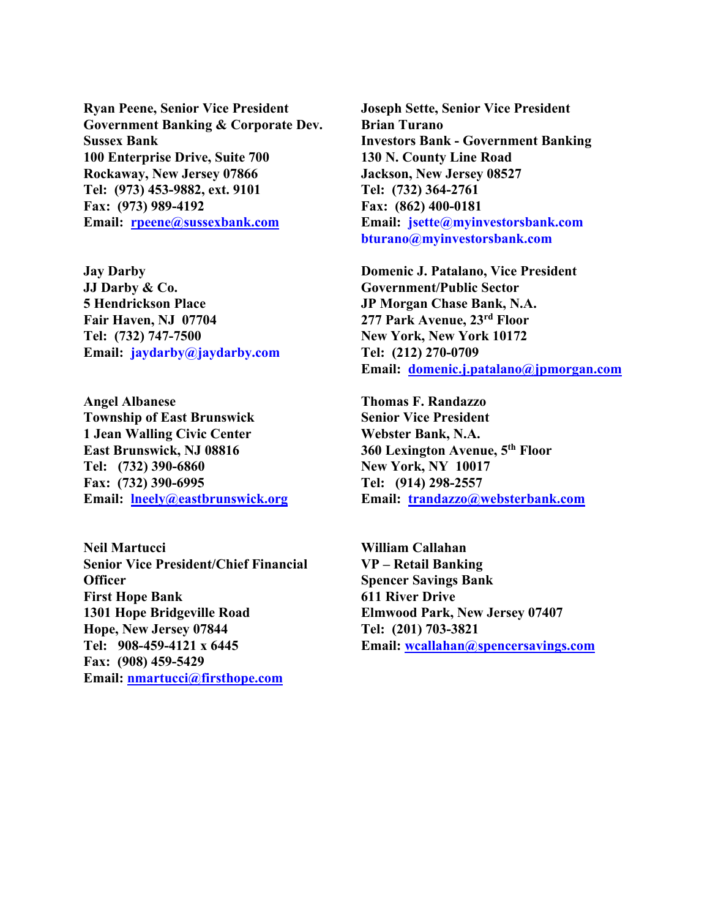**Ryan Peene, Senior Vice President**
**Government Banking & Corporate Dev.**
**Sussex Bank**
**100 Enterprise Drive, Suite 700**
**Rockaway, New Jersey 07866**
**Tel: (973) 453-9882, ext. 9101**
**Fax: (973) 989-4192**
**Email: rpeene@sussexbank.com**

**Jay Darby**
**JJ Darby & Co.**
**5 Hendrickson Place**
**Fair Haven, NJ 07704**
**Tel: (732) 747-7500**
**Email: jaydarby@jaydarby.com**

**Angel Albanese**
**Township of East Brunswick**
**1 Jean Walling Civic Center**
**East Brunswick, NJ 08816**
**Tel: (732) 390-6860**
**Fax: (732) 390-6995**
**Email: lneely@eastbrunswick.org**

**Neil Martucci**
**Senior Vice President/Chief Financial Officer**
**First Hope Bank**
**1301 Hope Bridgeville Road**
**Hope, New Jersey 07844**
**Tel: 908-459-4121 x 6445**
**Fax: (908) 459-5429**
**Email: nmartucci@firsthope.com**

**Joseph Sette, Senior Vice President**
**Brian Turano**
**Investors Bank - Government Banking**
**130 N. County Line Road**
**Jackson, New Jersey 08527**
**Tel: (732) 364-2761**
**Fax: (862) 400-0181**
**Email: jsette@myinvestorsbank.com**
**bturano@myinvestorsbank.com**

**Domenic J. Patalano, Vice President**
**Government/Public Sector**
**JP Morgan Chase Bank, N.A.**
**277 Park Avenue, 23rd Floor**
**New York, New York 10172**
**Tel: (212) 270-0709**
**Email: domenic.j.patalano@jpmorgan.com**

**Thomas F. Randazzo**
**Senior Vice President**
**Webster Bank, N.A.**
**360 Lexington Avenue, 5th Floor**
**New York, NY 10017**
**Tel: (914) 298-2557**
**Email: trandazzo@websterbank.com**

**William Callahan**
**VP – Retail Banking**
**Spencer Savings Bank**
**611 River Drive**
**Elmwood Park, New Jersey 07407**
**Tel: (201) 703-3821**
**Email: wcallahan@spencersavings.com**